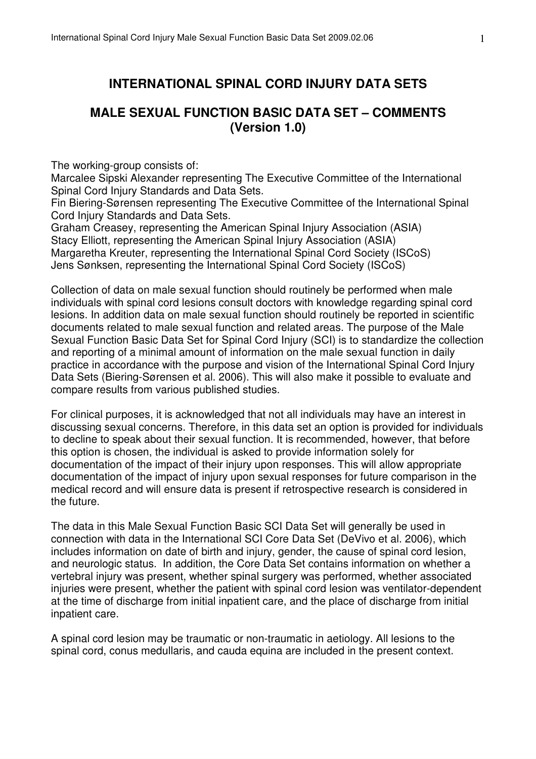# INTERNATIONAL SPINAL CORD INJURY DATA SETS

## MALE SEXUAL FUNCTION BASIC DATA SET – COMMENTS (Version 1.0)

The working-group consists of:
Marcalee Sipski Alexander representing The Executive Committee of the International Spinal Cord Injury Standards and Data Sets.
Fin Biering-Sørensen representing The Executive Committee of the International Spinal Cord Injury Standards and Data Sets.
Graham Creasey, representing the American Spinal Injury Association (ASIA)
Stacy Elliott, representing the American Spinal Injury Association (ASIA)
Margaretha Kreuter, representing the International Spinal Cord Society (ISCoS)
Jens Sønksen, representing the International Spinal Cord Society (ISCoS)

Collection of data on male sexual function should routinely be performed when male individuals with spinal cord lesions consult doctors with knowledge regarding spinal cord lesions. In addition data on male sexual function should routinely be reported in scientific documents related to male sexual function and related areas. The purpose of the Male Sexual Function Basic Data Set for Spinal Cord Injury (SCI) is to standardize the collection and reporting of a minimal amount of information on the male sexual function in daily practice in accordance with the purpose and vision of the International Spinal Cord Injury Data Sets (Biering-Sørensen et al. 2006). This will also make it possible to evaluate and compare results from various published studies.

For clinical purposes, it is acknowledged that not all individuals may have an interest in discussing sexual concerns. Therefore, in this data set an option is provided for individuals to decline to speak about their sexual function. It is recommended, however, that before this option is chosen, the individual is asked to provide information solely for documentation of the impact of their injury upon responses. This will allow appropriate documentation of the impact of injury upon sexual responses for future comparison in the medical record and will ensure data is present if retrospective research is considered in the future.

The data in this Male Sexual Function Basic SCI Data Set will generally be used in connection with data in the International SCI Core Data Set (DeVivo et al. 2006), which includes information on date of birth and injury, gender, the cause of spinal cord lesion, and neurologic status. In addition, the Core Data Set contains information on whether a vertebral injury was present, whether spinal surgery was performed, whether associated injuries were present, whether the patient with spinal cord lesion was ventilator-dependent at the time of discharge from initial inpatient care, and the place of discharge from initial inpatient care.

A spinal cord lesion may be traumatic or non-traumatic in aetiology. All lesions to the spinal cord, conus medullaris, and cauda equina are included in the present context.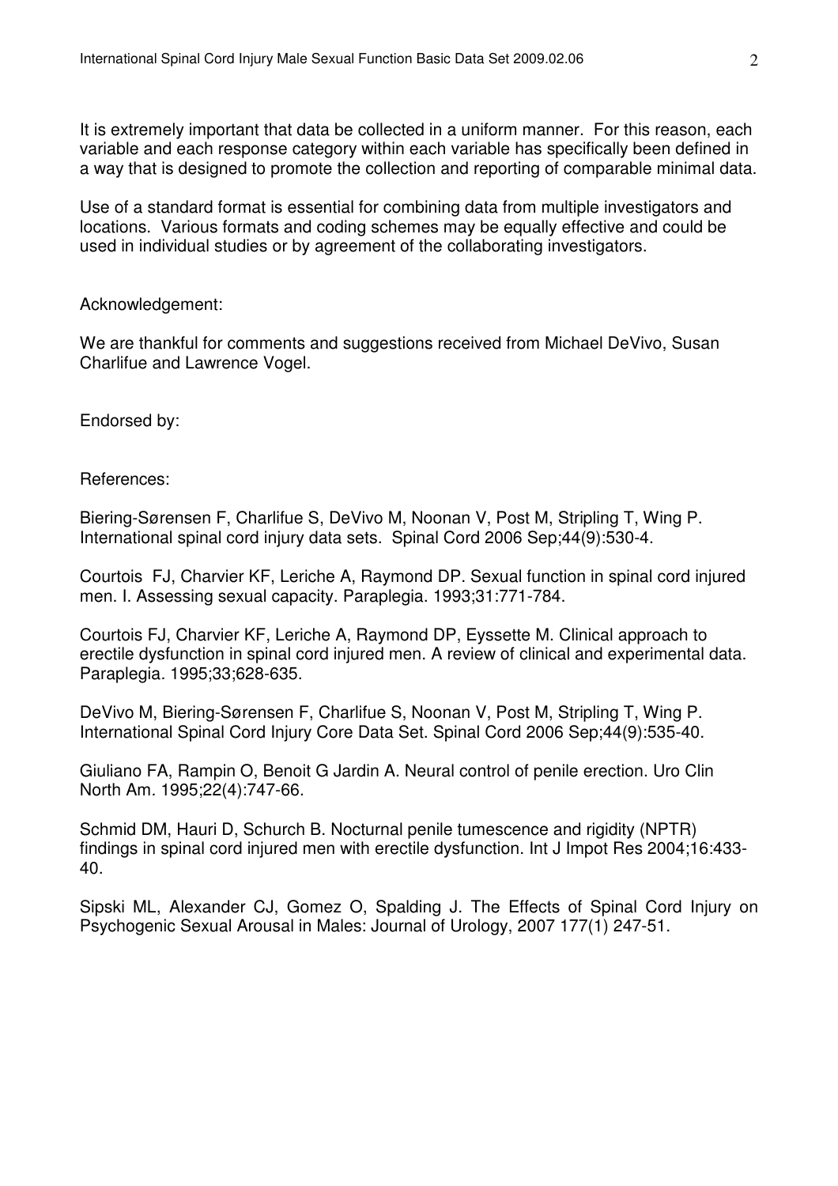It is extremely important that data be collected in a uniform manner. For this reason, each variable and each response category within each variable has specifically been defined in a way that is designed to promote the collection and reporting of comparable minimal data.

Use of a standard format is essential for combining data from multiple investigators and locations. Various formats and coding schemes may be equally effective and could be used in individual studies or by agreement of the collaborating investigators.

Acknowledgement:

We are thankful for comments and suggestions received from Michael DeVivo, Susan Charlifue and Lawrence Vogel.

Endorsed by:

References:

Biering-Sørensen F, Charlifue S, DeVivo M, Noonan V, Post M, Stripling T, Wing P. International spinal cord injury data sets. Spinal Cord 2006 Sep;44(9):530-4.

Courtois FJ, Charvier KF, Leriche A, Raymond DP. Sexual function in spinal cord injured men. I. Assessing sexual capacity. Paraplegia. 1993;31:771-784.

Courtois FJ, Charvier KF, Leriche A, Raymond DP, Eyssette M. Clinical approach to erectile dysfunction in spinal cord injured men. A review of clinical and experimental data. Paraplegia. 1995;33;628-635.

DeVivo M, Biering-Sørensen F, Charlifue S, Noonan V, Post M, Stripling T, Wing P. International Spinal Cord Injury Core Data Set. Spinal Cord 2006 Sep;44(9):535-40.

Giuliano FA, Rampin O, Benoit G Jardin A. Neural control of penile erection. Uro Clin North Am. 1995;22(4):747-66.

Schmid DM, Hauri D, Schurch B. Nocturnal penile tumescence and rigidity (NPTR) findings in spinal cord injured men with erectile dysfunction. Int J Impot Res 2004;16:433-40.

Sipski ML, Alexander CJ, Gomez O, Spalding J. The Effects of Spinal Cord Injury on Psychogenic Sexual Arousal in Males: Journal of Urology, 2007 177(1) 247-51.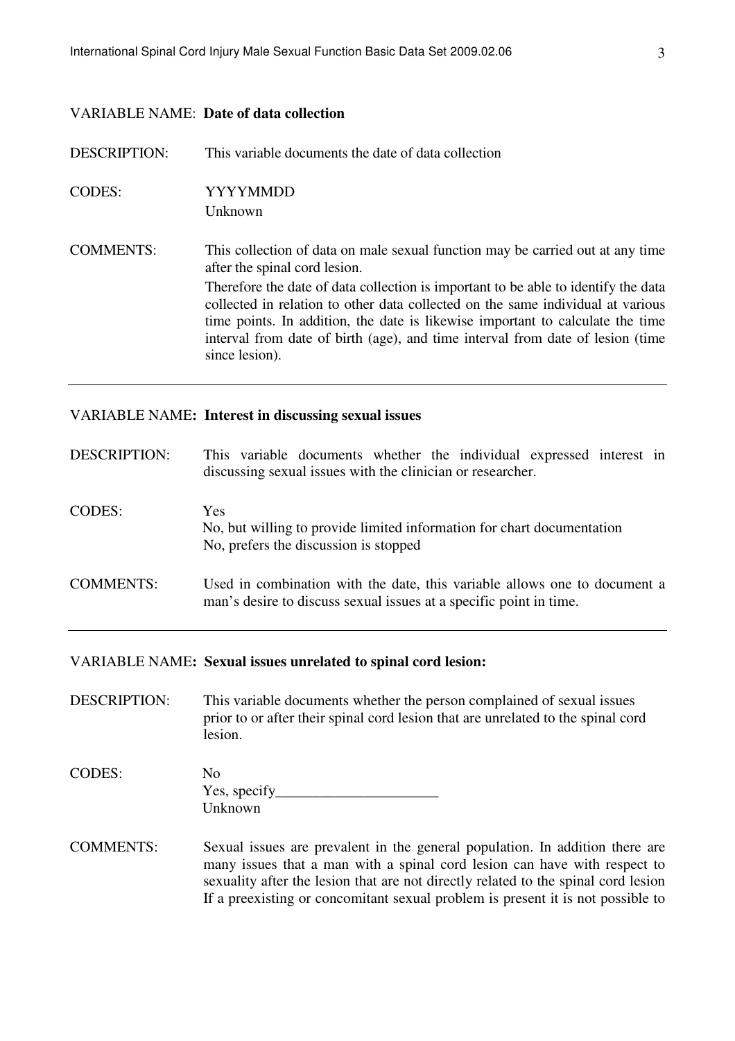VARIABLE NAME: **Date of data collection**

DESCRIPTION: This variable documents the date of data collection

CODES: YYYYMMDD
Unknown

COMMENTS: This collection of data on male sexual function may be carried out at any time after the spinal cord lesion.
Therefore the date of data collection is important to be able to identify the data collected in relation to other data collected on the same individual at various time points. In addition, the date is likewise important to calculate the time interval from date of birth (age), and time interval from date of lesion (time since lesion).

---

VARIABLE NAME**: Interest in discussing sexual issues**

DESCRIPTION: This variable documents whether the individual expressed interest in discussing sexual issues with the clinician or researcher.

CODES: Yes
No, but willing to provide limited information for chart documentation
No, prefers the discussion is stopped

COMMENTS: Used in combination with the date, this variable allows one to document a man's desire to discuss sexual issues at a specific point in time.

---

VARIABLE NAME**: Sexual issues unrelated to spinal cord lesion:**

DESCRIPTION: This variable documents whether the person complained of sexual issues prior to or after their spinal cord lesion that are unrelated to the spinal cord lesion.

CODES: No
Yes, specify______________________
Unknown

COMMENTS: Sexual issues are prevalent in the general population. In addition there are many issues that a man with a spinal cord lesion can have with respect to sexuality after the lesion that are not directly related to the spinal cord lesion If a preexisting or concomitant sexual problem is present it is not possible to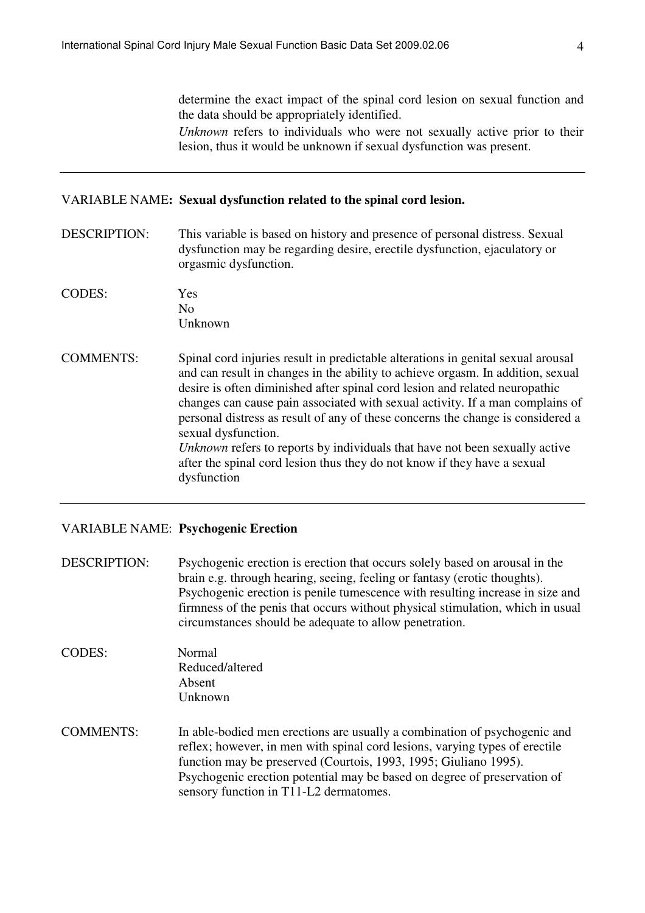determine the exact impact of the spinal cord lesion on sexual function and the data should be appropriately identified.

*Unknown* refers to individuals who were not sexually active prior to their lesion, thus it would be unknown if sexual dysfunction was present.

---

VARIABLE NAME**: Sexual dysfunction related to the spinal cord lesion.**

DESCRIPTION: This variable is based on history and presence of personal distress. Sexual dysfunction may be regarding desire, erectile dysfunction, ejaculatory or orgasmic dysfunction.

CODES:
Yes
No
Unknown

COMMENTS: Spinal cord injuries result in predictable alterations in genital sexual arousal and can result in changes in the ability to achieve orgasm. In addition, sexual desire is often diminished after spinal cord lesion and related neuropathic changes can cause pain associated with sexual activity. If a man complains of personal distress as result of any of these concerns the change is considered a sexual dysfunction.

*Unknown* refers to reports by individuals that have not been sexually active after the spinal cord lesion thus they do not know if they have a sexual dysfunction

---

VARIABLE NAME: **Psychogenic Erection**

DESCRIPTION: Psychogenic erection is erection that occurs solely based on arousal in the brain e.g. through hearing, seeing, feeling or fantasy (erotic thoughts). Psychogenic erection is penile tumescence with resulting increase in size and firmness of the penis that occurs without physical stimulation, which in usual circumstances should be adequate to allow penetration.

CODES:
Normal
Reduced/altered
Absent
Unknown

COMMENTS: In able-bodied men erections are usually a combination of psychogenic and reflex; however, in men with spinal cord lesions, varying types of erectile function may be preserved (Courtois, 1993, 1995; Giuliano 1995). Psychogenic erection potential may be based on degree of preservation of sensory function in T11-L2 dermatomes.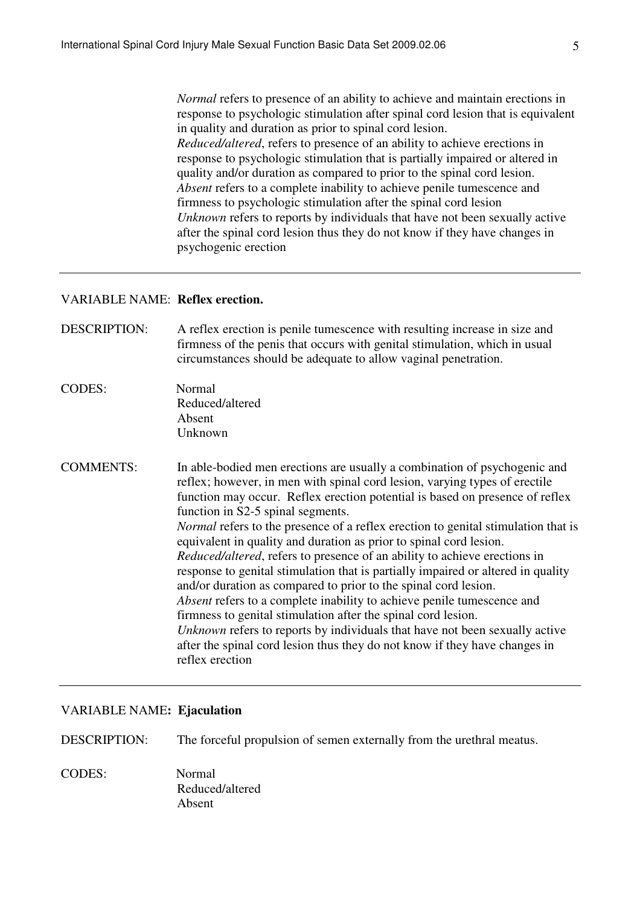*Normal* refers to presence of an ability to achieve and maintain erections in response to psychologic stimulation after spinal cord lesion that is equivalent in quality and duration as prior to spinal cord lesion.
*Reduced/altered*, refers to presence of an ability to achieve erections in response to psychologic stimulation that is partially impaired or altered in quality and/or duration as compared to prior to the spinal cord lesion.
*Absent* refers to a complete inability to achieve penile tumescence and firmness to psychologic stimulation after the spinal cord lesion
*Unknown* refers to reports by individuals that have not been sexually active after the spinal cord lesion thus they do not know if they have changes in psychogenic erection

---

VARIABLE NAME: **Reflex erection.**

DESCRIPTION: A reflex erection is penile tumescence with resulting increase in size and firmness of the penis that occurs with genital stimulation, which in usual circumstances should be adequate to allow vaginal penetration.

CODES:
Normal
Reduced/altered
Absent
Unknown

COMMENTS: In able-bodied men erections are usually a combination of psychogenic and reflex; however, in men with spinal cord lesion, varying types of erectile function may occur. Reflex erection potential is based on presence of reflex function in S2-5 spinal segments.
*Normal* refers to the presence of a reflex erection to genital stimulation that is equivalent in quality and duration as prior to spinal cord lesion.
*Reduced/altered*, refers to presence of an ability to achieve erections in response to genital stimulation that is partially impaired or altered in quality and/or duration as compared to prior to the spinal cord lesion.
*Absent* refers to a complete inability to achieve penile tumescence and firmness to genital stimulation after the spinal cord lesion.
*Unknown* refers to reports by individuals that have not been sexually active after the spinal cord lesion thus they do not know if they have changes in reflex erection

---

VARIABLE NAME**: Ejaculation**

DESCRIPTION: The forceful propulsion of semen externally from the urethral meatus.

CODES:
Normal
Reduced/altered
Absent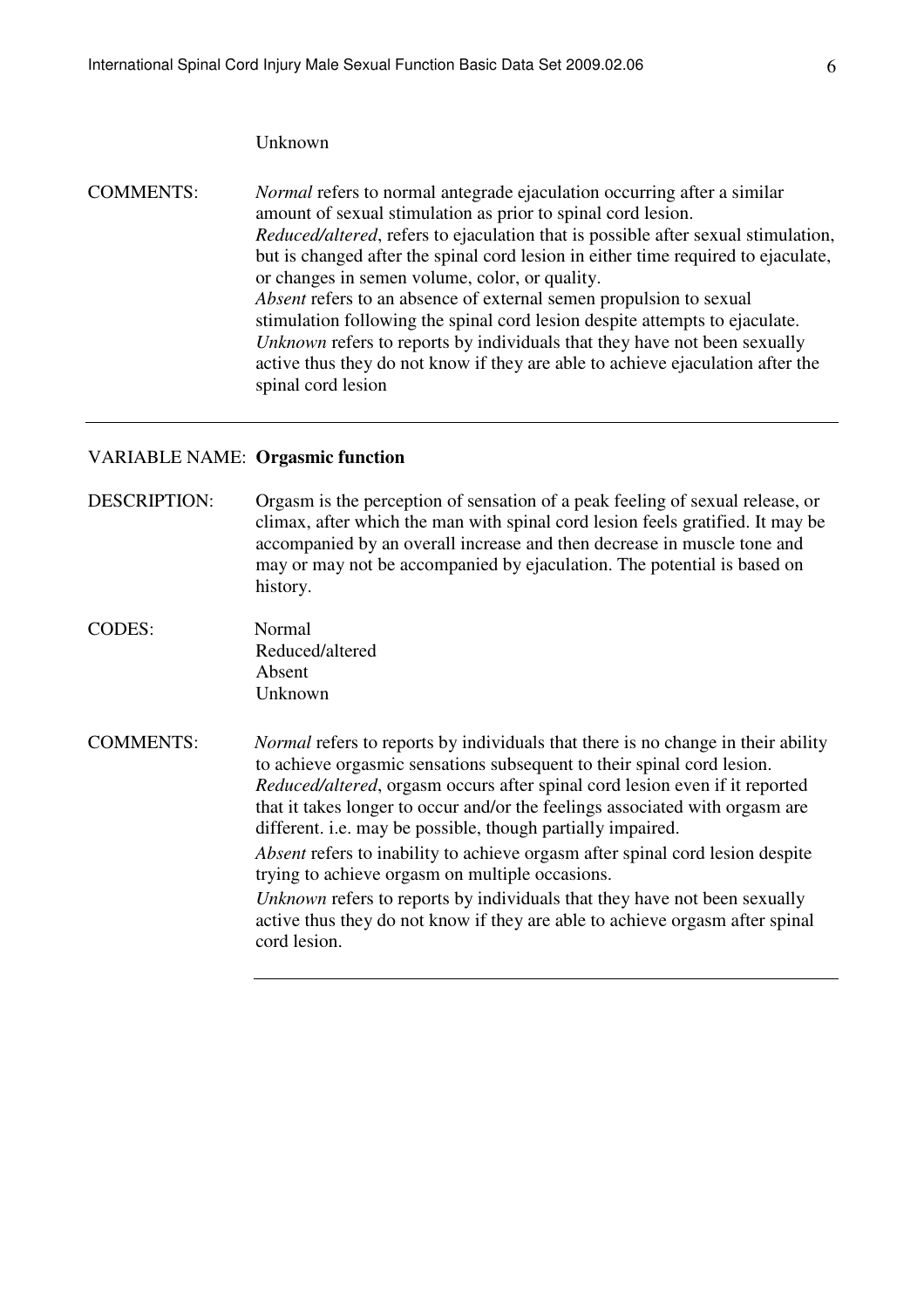Unknown

COMMENTS: *Normal* refers to normal antegrade ejaculation occurring after a similar amount of sexual stimulation as prior to spinal cord lesion.
*Reduced/altered*, refers to ejaculation that is possible after sexual stimulation, but is changed after the spinal cord lesion in either time required to ejaculate, or changes in semen volume, color, or quality.
*Absent* refers to an absence of external semen propulsion to sexual stimulation following the spinal cord lesion despite attempts to ejaculate.
*Unknown* refers to reports by individuals that they have not been sexually active thus they do not know if they are able to achieve ejaculation after the spinal cord lesion

---

VARIABLE NAME: **Orgasmic function**

DESCRIPTION: Orgasm is the perception of sensation of a peak feeling of sexual release, or climax, after which the man with spinal cord lesion feels gratified. It may be accompanied by an overall increase and then decrease in muscle tone and may or may not be accompanied by ejaculation. The potential is based on history.

CODES:
Normal
Reduced/altered
Absent
Unknown

COMMENTS: *Normal* refers to reports by individuals that there is no change in their ability to achieve orgasmic sensations subsequent to their spinal cord lesion.
*Reduced/altered*, orgasm occurs after spinal cord lesion even if it reported that it takes longer to occur and/or the feelings associated with orgasm are different. i.e. may be possible, though partially impaired.
*Absent* refers to inability to achieve orgasm after spinal cord lesion despite trying to achieve orgasm on multiple occasions.
*Unknown* refers to reports by individuals that they have not been sexually active thus they do not know if they are able to achieve orgasm after spinal cord lesion.

---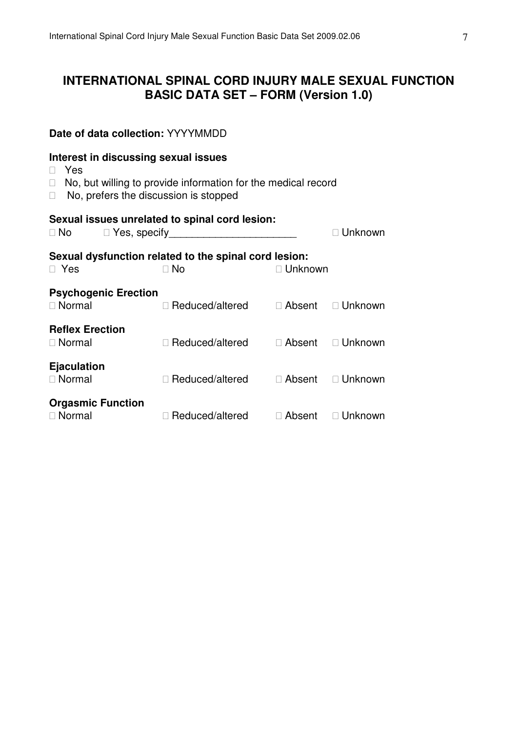# INTERNATIONAL SPINAL CORD INJURY MALE SEXUAL FUNCTION BASIC DATA SET – FORM (Version 1.0)

**Date of data collection:** YYYYMMDD

**Interest in discussing sexual issues**

□ Yes
□ No, but willing to provide information for the medical record
□ No, prefers the discussion is stopped

**Sexual issues unrelated to spinal cord lesion:**

□ No □ Yes, specify______________________ □ Unknown

**Sexual dysfunction related to the spinal cord lesion:**

□ Yes □ No □ Unknown

**Psychogenic Erection**

□ Normal □ Reduced/altered □ Absent □ Unknown

**Reflex Erection**

□ Normal □ Reduced/altered □ Absent □ Unknown

**Ejaculation**

□ Normal □ Reduced/altered □ Absent □ Unknown

**Orgasmic Function**

□ Normal □ Reduced/altered □ Absent □ Unknown